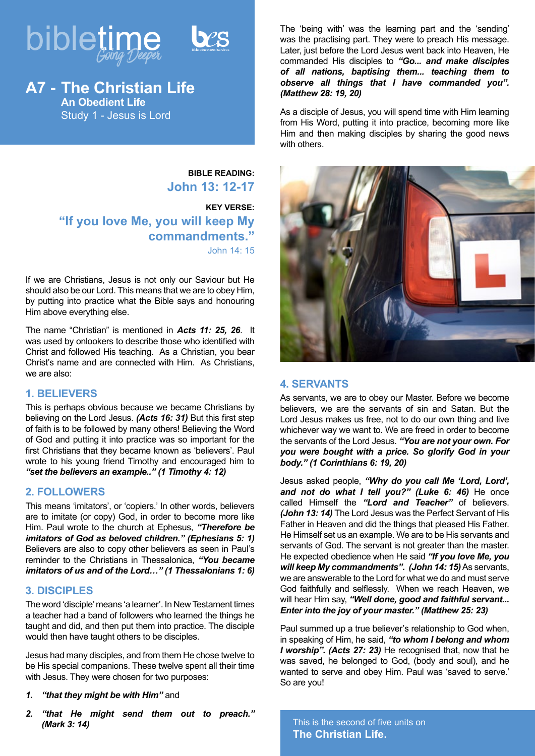bibletime *Going Deeper*

# A7 - The Christian Life

## An Obedient Life

Study 1 - Jesus is Lord

**BIBLE READING:**

**John 13: 12-17**

**KEY VERSE:**

**"If you love Me, you will keep My commandments."**

John 14: 15

If we are Christians, Jesus is not only our Saviour but He should also be our Lord. This means that we are to obey Him, by putting into practice what the Bible says and honouring Him above everything else.

The name "Christian" is mentioned in ***Acts 11: 25, 26***. It was used by onlookers to describe those who identified with Christ and followed His teaching. As a Christian, you bear Christ's name and are connected with Him. As Christians, we are also:

### 1. BELIEVERS

This is perhaps obvious because we became Christians by believing on the Lord Jesus. ***(Acts 16: 31)*** But this first step of faith is to be followed by many others! Believing the Word of God and putting it into practice was so important for the first Christians that they became known as 'believers'. Paul wrote to his young friend Timothy and encouraged him to ***"set the believers an example.." (1 Timothy 4: 12)***

### 2. FOLLOWERS

This means 'imitators', or 'copiers.' In other words, believers are to imitate (or copy) God, in order to become more like Him. Paul wrote to the church at Ephesus, ***"Therefore be imitators of God as beloved children." (Ephesians 5: 1)*** Believers are also to copy other believers as seen in Paul's reminder to the Christians in Thessalonica, ***"You became imitators of us and of the Lord…" (1 Thessalonians 1: 6)***

### 3. DISCIPLES

The word 'disciple' means 'a learner'. In New Testament times a teacher had a band of followers who learned the things he taught and did, and then put them into practice. The disciple would then have taught others to be disciples.

Jesus had many disciples, and from them He chose twelve to be His special companions. These twelve spent all their time with Jesus. They were chosen for two purposes:

1. ***"that they might be with Him"*** and
2. ***"that He might send them out to preach." (Mark 3: 14)***

The 'being with' was the learning part and the 'sending' was the practising part. They were to preach His message. Later, just before the Lord Jesus went back into Heaven, He commanded His disciples to ***"Go... and make disciples of all nations, baptising them... teaching them to observe all things that I have commanded you". (Matthew 28: 19, 20)***

As a disciple of Jesus, you will spend time with Him learning from His Word, putting it into practice, becoming more like Him and then making disciples by sharing the good news with others.

### 4. SERVANTS

As servants, we are to obey our Master. Before we become believers, we are the servants of sin and Satan. But the Lord Jesus makes us free, not to do our own thing and live whichever way we want to. We are freed in order to become the servants of the Lord Jesus. ***"You are not your own. For you were bought with a price. So glorify God in your body." (1 Corinthians 6: 19, 20)***

Jesus asked people, ***"Why do you call Me 'Lord, Lord', and not do what I tell you?" (Luke 6: 46)*** He once called Himself the ***"Lord and Teacher"*** of believers. ***(John 13: 14)*** The Lord Jesus was the Perfect Servant of His Father in Heaven and did the things that pleased His Father. He Himself set us an example. We are to be His servants and servants of God. The servant is not greater than the master. He expected obedience when He said ***"If you love Me, you will keep My commandments". (John 14: 15)*** As servants, we are answerable to the Lord for what we do and must serve God faithfully and selflessly. When we reach Heaven, we will hear Him say, ***"Well done, good and faithful servant... Enter into the joy of your master." (Matthew 25: 23)***

Paul summed up a true believer's relationship to God when, in speaking of Him, he said, ***"to whom I belong and whom I worship". (Acts 27: 23)*** He recognised that, now that he was saved, he belonged to God, (body and soul), and he wanted to serve and obey Him. Paul was 'saved to serve.' So are you!

This is the second of five units on **The Christian Life.**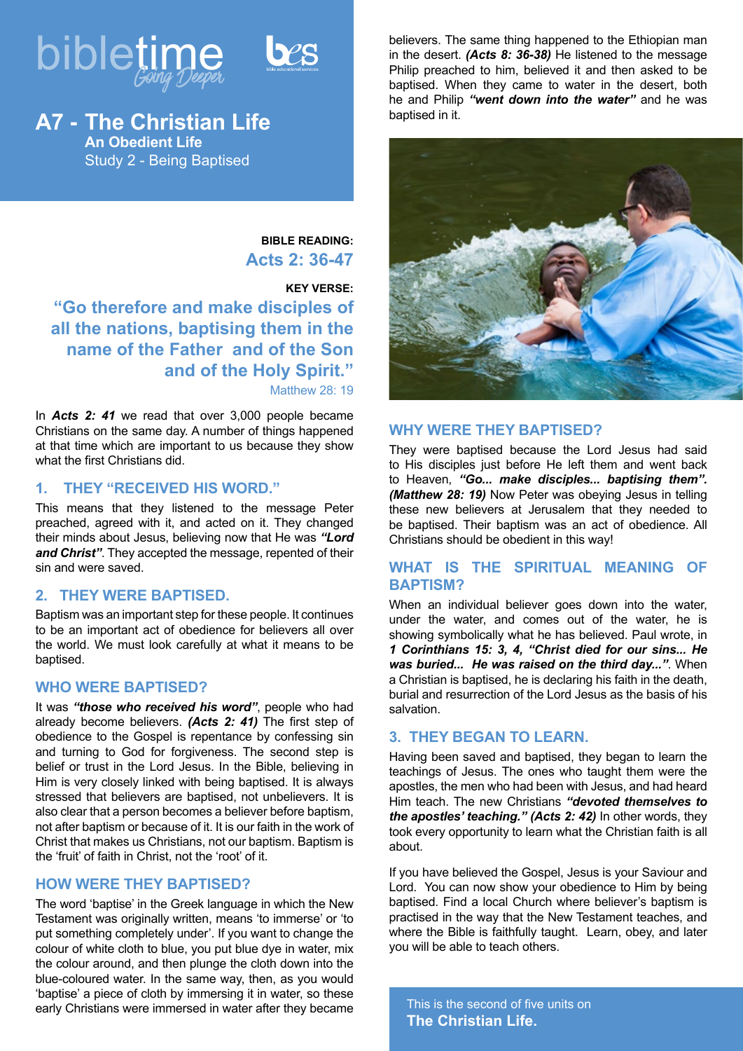# A7 - The Christian Life

**An Obedient Life**

Study 2 - Being Baptised

**BIBLE READING:**
**Acts 2: 36-47**

**KEY VERSE:**
**"Go therefore and make disciples of all the nations, baptising them in the name of the Father and of the Son and of the Holy Spirit."**
Matthew 28: 19

In ***Acts 2: 41*** we read that over 3,000 people became Christians on the same day. A number of things happened at that time which are important to us because they show what the first Christians did.

## 1. THEY "RECEIVED HIS WORD."

This means that they listened to the message Peter preached, agreed with it, and acted on it. They changed their minds about Jesus, believing now that He was ***"Lord and Christ"***. They accepted the message, repented of their sin and were saved.

## 2. THEY WERE BAPTISED.

Baptism was an important step for these people. It continues to be an important act of obedience for believers all over the world. We must look carefully at what it means to be baptised.

### WHO WERE BAPTISED?

It was ***"those who received his word"***, people who had already become believers. ***(Acts 2: 41)*** The first step of obedience to the Gospel is repentance by confessing sin and turning to God for forgiveness. The second step is belief or trust in the Lord Jesus. In the Bible, believing in Him is very closely linked with being baptised. It is always stressed that believers are baptised, not unbelievers. It is also clear that a person becomes a believer before baptism, not after baptism or because of it. It is our faith in the work of Christ that makes us Christians, not our baptism. Baptism is the 'fruit' of faith in Christ, not the 'root' of it.

### HOW WERE THEY BAPTISED?

The word 'baptise' in the Greek language in which the New Testament was originally written, means 'to immerse' or 'to put something completely under'. If you want to change the colour of white cloth to blue, you put blue dye in water, mix the colour around, and then plunge the cloth down into the blue-coloured water. In the same way, then, as you would 'baptise' a piece of cloth by immersing it in water, so these early Christians were immersed in water after they became believers. The same thing happened to the Ethiopian man in the desert. ***(Acts 8: 36-38)*** He listened to the message Philip preached to him, believed it and then asked to be baptised. When they came to water in the desert, both he and Philip ***"went down into the water"*** and he was baptised in it.

### WHY WERE THEY BAPTISED?

They were baptised because the Lord Jesus had said to His disciples just before He left them and went back to Heaven, ***"Go... make disciples... baptising them". (Matthew 28: 19)*** Now Peter was obeying Jesus in telling these new believers at Jerusalem that they needed to be baptised. Their baptism was an act of obedience. All Christians should be obedient in this way!

### WHAT IS THE SPIRITUAL MEANING OF BAPTISM?

When an individual believer goes down into the water, under the water, and comes out of the water, he is showing symbolically what he has believed. Paul wrote, in ***1 Corinthians 15: 3, 4, "Christ died for our sins... He was buried... He was raised on the third day..."***. When a Christian is baptised, he is declaring his faith in the death, burial and resurrection of the Lord Jesus as the basis of his salvation.

## 3. THEY BEGAN TO LEARN.

Having been saved and baptised, they began to learn the teachings of Jesus. The ones who taught them were the apostles, the men who had been with Jesus, and had heard Him teach. The new Christians ***"devoted themselves to the apostles' teaching." (Acts 2: 42)*** In other words, they took every opportunity to learn what the Christian faith is all about.

If you have believed the Gospel, Jesus is your Saviour and Lord. You can now show your obedience to Him by being baptised. Find a local Church where believer's baptism is practised in the way that the New Testament teaches, and where the Bible is faithfully taught. Learn, obey, and later you will be able to teach others.

This is the second of five units on **The Christian Life.**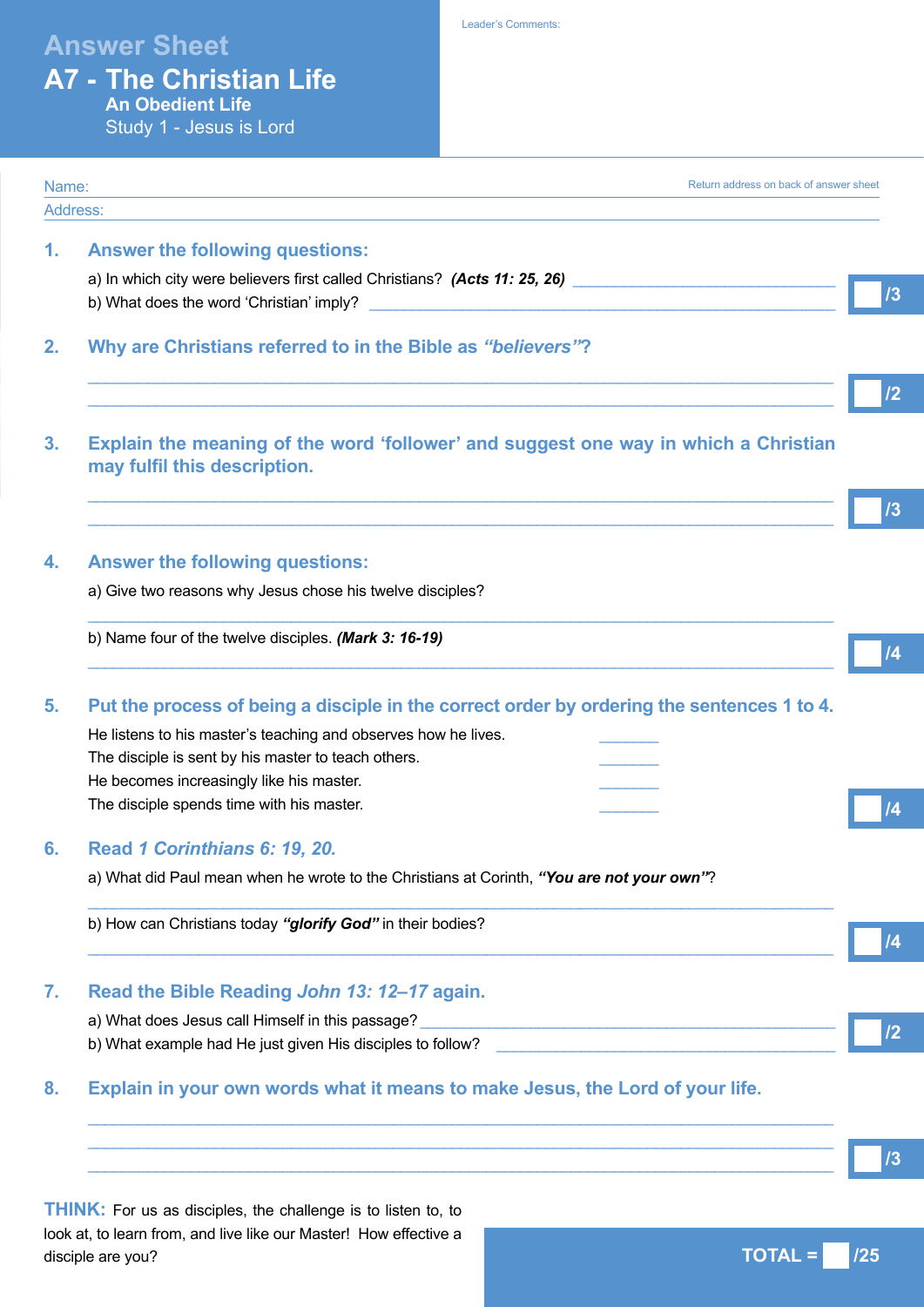# Answer Sheet

## A7 - The Christian Life

### An Obedient Life

Study 1 - Jesus is Lord

Leader's Comments:

Name:

Return address on back of answer sheet

Address:

**1. Answer the following questions:**

a) In which city were believers first called Christians? ***(Acts 11: 25, 26)*** ______________________

b) What does the word 'Christian' imply? ______________________

/3

**2. Why are Christians referred to in the Bible as *"believers"*?**

______________________

______________________

/2

**3. Explain the meaning of the word 'follower' and suggest one way in which a Christian may fulfil this description.**

______________________

______________________

/3

**4. Answer the following questions:**

a) Give two reasons why Jesus chose his twelve disciples?

______________________

b) Name four of the twelve disciples. ***(Mark 3: 16-19)***

______________________

/4

**5. Put the process of being a disciple in the correct order by ordering the sentences 1 to 4.**

He listens to his master's teaching and observes how he lives. ______

The disciple is sent by his master to teach others. ______

He becomes increasingly like his master. ______

The disciple spends time with his master. ______

/4

**6. Read *1 Corinthians 6: 19, 20.***

a) What did Paul mean when he wrote to the Christians at Corinth, ***"You are not your own"***?

______________________

b) How can Christians today ***"glorify God"*** in their bodies?

______________________

/4

**7. Read the Bible Reading *John 13: 12–17* again.**

a) What does Jesus call Himself in this passage? ______________________

b) What example had He just given His disciples to follow? ______________________

/2

**8. Explain in your own words what it means to make Jesus, the Lord of your life.**

______________________

______________________

______________________

/3

**THINK:** For us as disciples, the challenge is to listen to, to look at, to learn from, and live like our Master! How effective a disciple are you?

**TOTAL = /25**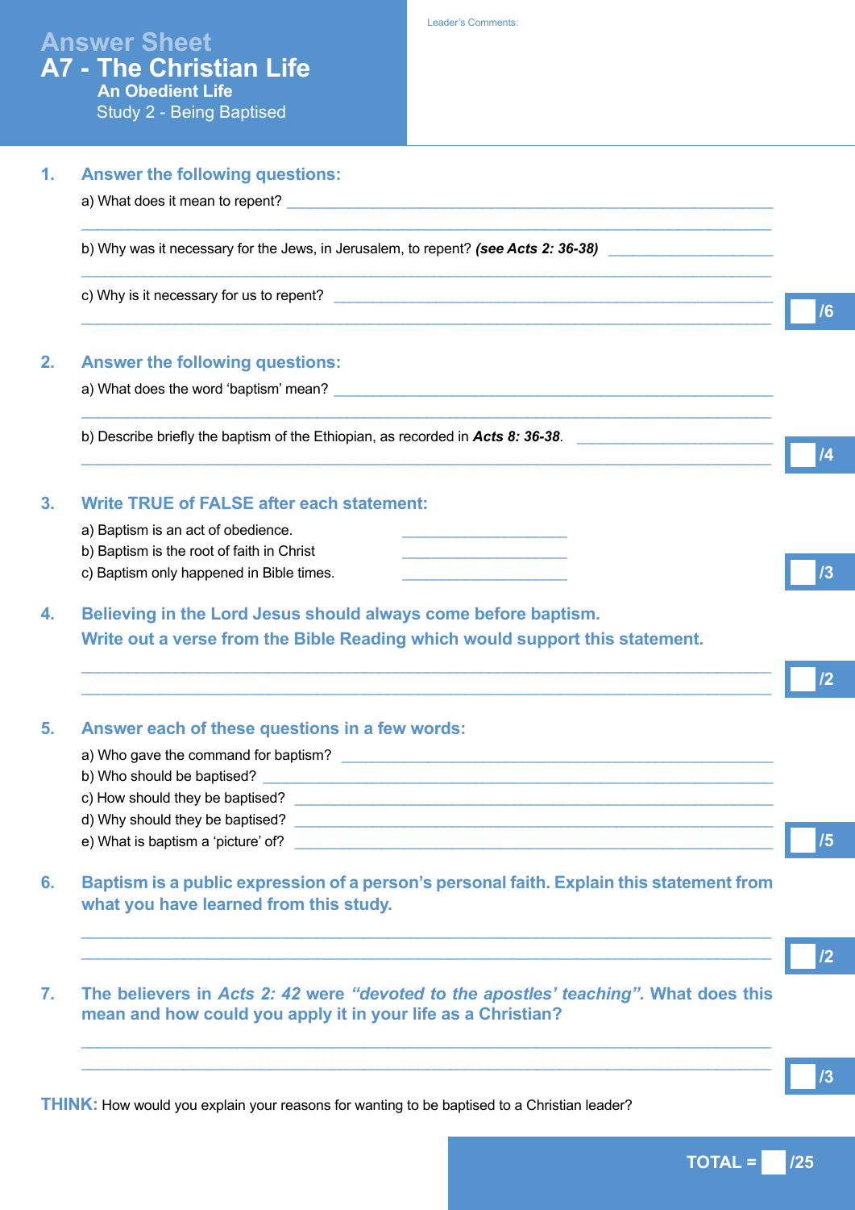# Answer Sheet
# A7 - The Christian Life
## An Obedient Life
Study 2 - Being Baptised

Leader's Comments:

## 1. Answer the following questions:

a) What does it mean to repent? ______________________________

______________________________

b) Why was it necessary for the Jews, in Jerusalem, to repent? ***(see Acts 2: 36-38)*** ______________________________

______________________________

c) Why is it necessary for us to repent? ______________________________

______________________________

/6

## 2. Answer the following questions:

a) What does the word 'baptism' mean? ______________________________

______________________________

b) Describe briefly the baptism of the Ethiopian, as recorded in ***Acts 8: 36-38***. ______________________________

______________________________

/4

## 3. Write TRUE of FALSE after each statement:

a) Baptism is an act of obedience. ______________________________

b) Baptism is the root of faith in Christ ______________________________

c) Baptism only happened in Bible times. ______________________________

/3

## 4. Believing in the Lord Jesus should always come before baptism. Write out a verse from the Bible Reading which would support this statement.

______________________________

______________________________

/2

## 5. Answer each of these questions in a few words:

a) Who gave the command for baptism? ______________________________

b) Who should be baptised? ______________________________

c) How should they be baptised? ______________________________

d) Why should they be baptised? ______________________________

e) What is baptism a 'picture' of? ______________________________

/5

## 6. Baptism is a public expression of a person's personal faith. Explain this statement from what you have learned from this study.

______________________________

______________________________

/2

## 7. The believers in *Acts 2: 42* were *"devoted to the apostles' teaching"*. What does this mean and how could you apply it in your life as a Christian?

______________________________

______________________________

/3

**THINK:** How would you explain your reasons for wanting to be baptised to a Christian leader?

**TOTAL = /25**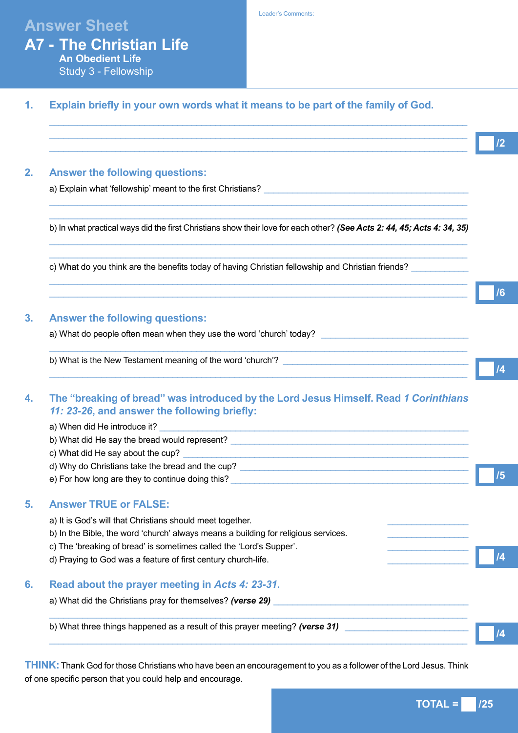# Answer Sheet

## A7 - The Christian Life

### An Obedient Life

Study 3 - Fellowship

Leader's Comments:

**1. Explain briefly in your own words what it means to be part of the family of God.**

\_\_\_\_\_\_\_\_\_\_\_\_\_\_\_\_\_\_\_\_\_\_\_\_\_\_\_\_\_\_\_\_\_\_\_\_\_\_\_\_\_\_\_\_\_\_\_\_\_\_\_\_\_\_\_\_\_\_\_\_\_\_\_\_

\_\_\_\_\_\_\_\_\_\_\_\_\_\_\_\_\_\_\_\_\_\_\_\_\_\_\_\_\_\_\_\_\_\_\_\_\_\_\_\_\_\_\_\_\_\_\_\_\_\_\_\_\_\_\_\_\_\_\_\_\_\_\_\_

\_\_\_\_\_\_\_\_\_\_\_\_\_\_\_\_\_\_\_\_\_\_\_\_\_\_\_\_\_\_\_\_\_\_\_\_\_\_\_\_\_\_\_\_\_\_\_\_\_\_\_\_\_\_\_\_\_\_\_\_\_\_\_\_

/2

**2. Answer the following questions:**

a) Explain what 'fellowship' meant to the first Christians? \_\_\_\_\_\_\_\_\_\_\_\_\_\_\_\_\_\_\_\_\_\_\_\_\_\_\_\_

\_\_\_\_\_\_\_\_\_\_\_\_\_\_\_\_\_\_\_\_\_\_\_\_\_\_\_\_\_\_\_\_\_\_\_\_\_\_\_\_\_\_\_\_\_\_\_\_\_\_\_\_\_\_\_\_\_\_\_\_\_\_\_\_

\_\_\_\_\_\_\_\_\_\_\_\_\_\_\_\_\_\_\_\_\_\_\_\_\_\_\_\_\_\_\_\_\_\_\_\_\_\_\_\_\_\_\_\_\_\_\_\_\_\_\_\_\_\_\_\_\_\_\_\_\_\_\_\_

b) In what practical ways did the first Christians show their love for each other? ***(See Acts 2: 44, 45; Acts 4: 34, 35)***

\_\_\_\_\_\_\_\_\_\_\_\_\_\_\_\_\_\_\_\_\_\_\_\_\_\_\_\_\_\_\_\_\_\_\_\_\_\_\_\_\_\_\_\_\_\_\_\_\_\_\_\_\_\_\_\_\_\_\_\_\_\_\_\_

\_\_\_\_\_\_\_\_\_\_\_\_\_\_\_\_\_\_\_\_\_\_\_\_\_\_\_\_\_\_\_\_\_\_\_\_\_\_\_\_\_\_\_\_\_\_\_\_\_\_\_\_\_\_\_\_\_\_\_\_\_\_\_\_

c) What do you think are the benefits today of having Christian fellowship and Christian friends? \_\_\_\_\_\_\_\_\_\_\_\_

\_\_\_\_\_\_\_\_\_\_\_\_\_\_\_\_\_\_\_\_\_\_\_\_\_\_\_\_\_\_\_\_\_\_\_\_\_\_\_\_\_\_\_\_\_\_\_\_\_\_\_\_\_\_\_\_\_\_\_\_\_\_\_\_

\_\_\_\_\_\_\_\_\_\_\_\_\_\_\_\_\_\_\_\_\_\_\_\_\_\_\_\_\_\_\_\_\_\_\_\_\_\_\_\_\_\_\_\_\_\_\_\_\_\_\_\_\_\_\_\_\_\_\_\_\_\_\_\_

/6

**3. Answer the following questions:**

a) What do people often mean when they use the word 'church' today? \_\_\_\_\_\_\_\_\_\_\_\_\_\_\_\_\_\_\_\_\_\_\_\_\_\_\_\_

\_\_\_\_\_\_\_\_\_\_\_\_\_\_\_\_\_\_\_\_\_\_\_\_\_\_\_\_\_\_\_\_\_\_\_\_\_\_\_\_\_\_\_\_\_\_\_\_\_\_\_\_\_\_\_\_\_\_\_\_\_\_\_\_

b) What is the New Testament meaning of the word 'church'? \_\_\_\_\_\_\_\_\_\_\_\_\_\_\_\_\_\_\_\_\_\_\_\_\_\_\_\_

\_\_\_\_\_\_\_\_\_\_\_\_\_\_\_\_\_\_\_\_\_\_\_\_\_\_\_\_\_\_\_\_\_\_\_\_\_\_\_\_\_\_\_\_\_\_\_\_\_\_\_\_\_\_\_\_\_\_\_\_\_\_\_\_

/4

**4. The "breaking of bread" was introduced by the Lord Jesus Himself. Read *1 Corinthians 11: 23-26*, and answer the following briefly:**

a) When did He introduce it? \_\_\_\_\_\_\_\_\_\_\_\_\_\_\_\_\_\_\_\_\_\_\_\_\_\_\_\_\_\_\_\_\_\_\_\_\_\_\_\_\_\_\_\_\_\_

b) What did He say the bread would represent? \_\_\_\_\_\_\_\_\_\_\_\_\_\_\_\_\_\_\_\_\_\_\_\_\_\_\_\_\_\_\_\_\_\_\_\_\_\_

c) What did He say about the cup? \_\_\_\_\_\_\_\_\_\_\_\_\_\_\_\_\_\_\_\_\_\_\_\_\_\_\_\_\_\_\_\_\_\_\_\_\_\_\_\_\_\_\_\_

d) Why do Christians take the bread and the cup? \_\_\_\_\_\_\_\_\_\_\_\_\_\_\_\_\_\_\_\_\_\_\_\_\_\_\_\_\_\_\_\_\_\_\_\_

e) For how long are they to continue doing this? \_\_\_\_\_\_\_\_\_\_\_\_\_\_\_\_\_\_\_\_\_\_\_\_\_\_\_\_\_\_\_\_\_\_\_\_

/5

**5. Answer TRUE or FALSE:**

a) It is God's will that Christians should meet together. \_\_\_\_\_\_\_\_\_\_\_\_

b) In the Bible, the word 'church' always means a building for religious services. \_\_\_\_\_\_\_\_\_\_\_\_

c) The 'breaking of bread' is sometimes called the 'Lord's Supper'. \_\_\_\_\_\_\_\_\_\_\_\_

d) Praying to God was a feature of first century church-life. \_\_\_\_\_\_\_\_\_\_\_\_

/4

**6. Read about the prayer meeting in *Acts 4: 23-31*.**

a) What did the Christians pray for themselves? ***(verse 29)*** \_\_\_\_\_\_\_\_\_\_\_\_\_\_\_\_\_\_\_\_\_\_\_\_\_\_\_\_

\_\_\_\_\_\_\_\_\_\_\_\_\_\_\_\_\_\_\_\_\_\_\_\_\_\_\_\_\_\_\_\_\_\_\_\_\_\_\_\_\_\_\_\_\_\_\_\_\_\_\_\_\_\_\_\_\_\_\_\_\_\_\_\_

b) What three things happened as a result of this prayer meeting? ***(verse 31)*** \_\_\_\_\_\_\_\_\_\_\_\_\_\_\_\_\_\_

\_\_\_\_\_\_\_\_\_\_\_\_\_\_\_\_\_\_\_\_\_\_\_\_\_\_\_\_\_\_\_\_\_\_\_\_\_\_\_\_\_\_\_\_\_\_\_\_\_\_\_\_\_\_\_\_\_\_\_\_\_\_\_\_

/4

**THINK:** Thank God for those Christians who have been an encouragement to you as a follower of the Lord Jesus. Think of one specific person that you could help and encourage.

**TOTAL = /25**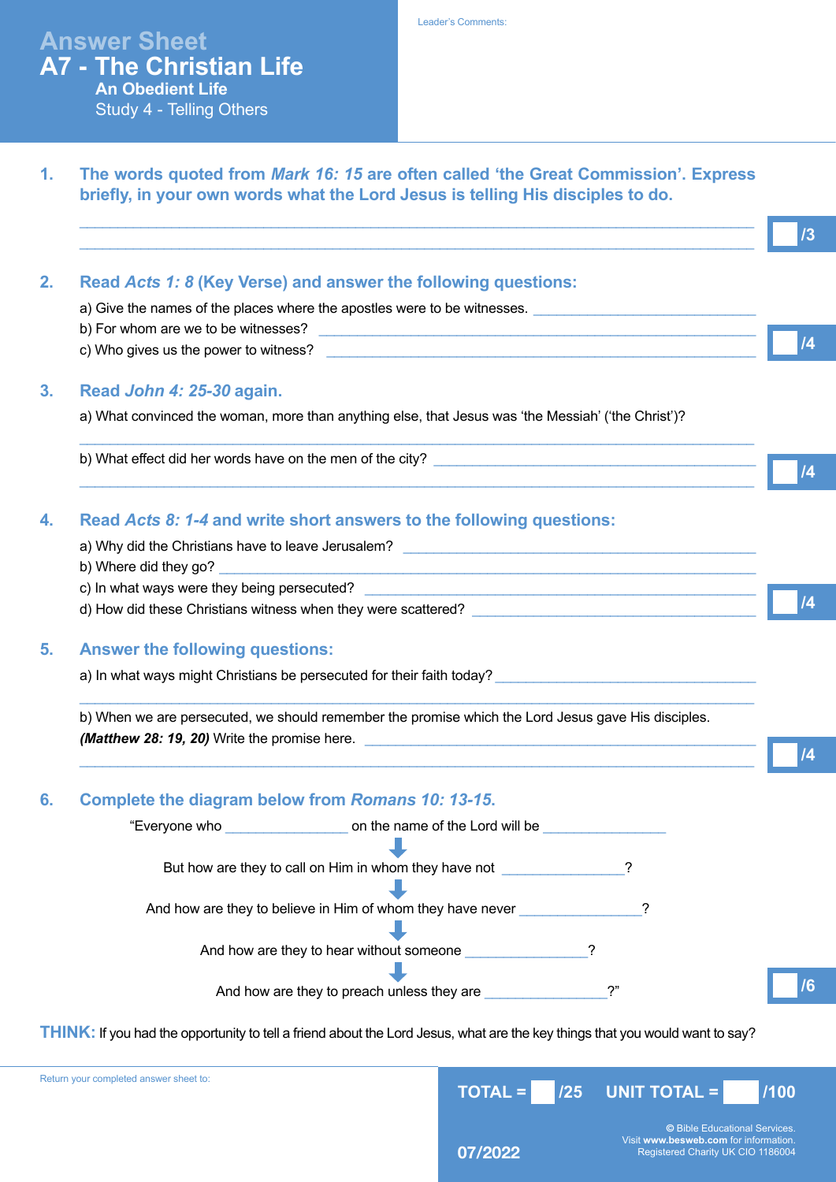# Answer Sheet

# A7 - The Christian Life

## An Obedient Life

### Study 4 - Telling Others

Leader's Comments:

**1. The words quoted from *Mark 16: 15* are often called 'the Great Commission'. Express briefly, in your own words what the Lord Jesus is telling His disciples to do.**

_______________________________________________

_______________________________________________

/3

**2. Read *Acts 1: 8* (Key Verse) and answer the following questions:**

a) Give the names of the places where the apostles were to be witnesses. ____________

b) For whom are we to be witnesses? ____________

c) Who gives us the power to witness? ____________

/4

**3. Read *John 4: 25-30* again.**

a) What convinced the woman, more than anything else, that Jesus was 'the Messiah' ('the Christ')?

_______________________________________________

b) What effect did her words have on the men of the city? ____________

_______________________________________________

/4

**4. Read *Acts 8: 1-4* and write short answers to the following questions:**

a) Why did the Christians have to leave Jerusalem? ____________

b) Where did they go? ____________

c) In what ways were they being persecuted? ____________

d) How did these Christians witness when they were scattered? ____________

/4

**5. Answer the following questions:**

a) In what ways might Christians be persecuted for their faith today? ____________

_______________________________________________

b) When we are persecuted, we should remember the promise which the Lord Jesus gave His disciples. ***(Matthew 28: 19, 20)*** Write the promise here. ____________

_______________________________________________

/4

**6. Complete the diagram below from *Romans 10: 13-15*.**

"Everyone who ____________ on the name of the Lord will be ____________

↓

But how are they to call on Him in whom they have not ____________?

↓

And how are they to believe in Him of whom they have never ____________?

↓

And how are they to hear without someone ____________?

↓

And how are they to preach unless they are ____________?"

/6

**THINK:** If you had the opportunity to tell a friend about the Lord Jesus, what are the key things that you would want to say?

Return your completed answer sheet to:

**TOTAL = /25 UNIT TOTAL = /100**

07/2022

© Bible Educational Services.
Visit **www.besweb.com** for information.
Registered Charity UK CIO 1186004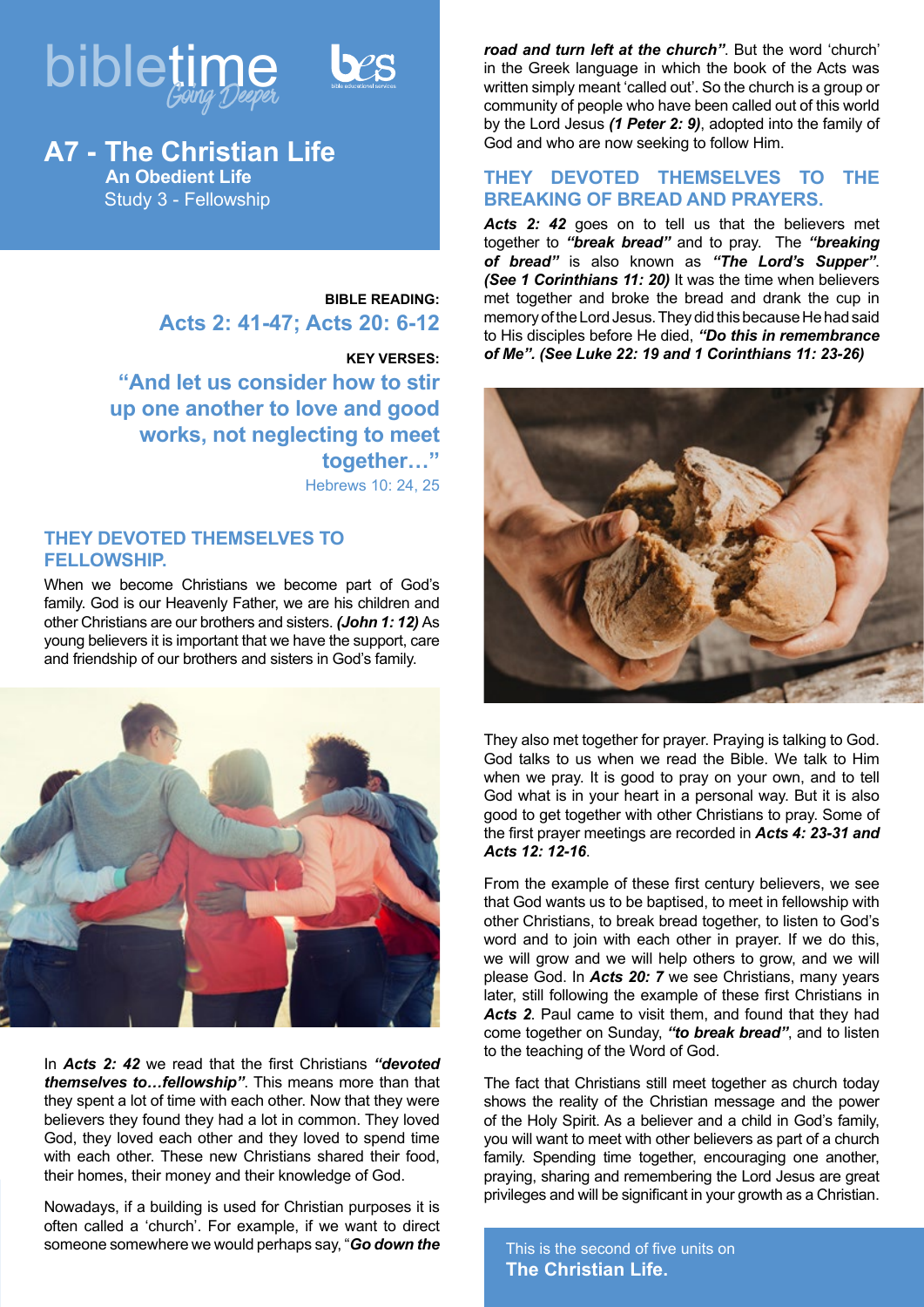bibletime Going Deeper

bes bible educational services

# A7 - The Christian Life

**An Obedient Life**

Study 3 - Fellowship

**BIBLE READING:**

**Acts 2: 41-47; Acts 20: 6-12**

**KEY VERSES:**

**"And let us consider how to stir up one another to love and good works, not neglecting to meet together…"**

Hebrews 10: 24, 25

## THEY DEVOTED THEMSELVES TO FELLOWSHIP.

When we become Christians we become part of God's family. God is our Heavenly Father, we are his children and other Christians are our brothers and sisters. ***(John 1: 12)*** As young believers it is important that we have the support, care and friendship of our brothers and sisters in God's family.

In ***Acts 2: 42*** we read that the first Christians ***"devoted themselves to…fellowship"***. This means more than that they spent a lot of time with each other. Now that they were believers they found they had a lot in common. They loved God, they loved each other and they loved to spend time with each other. These new Christians shared their food, their homes, their money and their knowledge of God.

Nowadays, if a building is used for Christian purposes it is often called a 'church'. For example, if we want to direct someone somewhere we would perhaps say, "***Go down the road and turn left at the church"***. But the word 'church' in the Greek language in which the book of the Acts was written simply meant 'called out'. So the church is a group or community of people who have been called out of this world by the Lord Jesus ***(1 Peter 2: 9)***, adopted into the family of God and who are now seeking to follow Him.

## THEY DEVOTED THEMSELVES TO THE BREAKING OF BREAD AND PRAYERS.

***Acts 2: 42*** goes on to tell us that the believers met together to ***"break bread"*** and to pray. The ***"breaking of bread"*** is also known as ***"The Lord's Supper"***. ***(See 1 Corinthians 11: 20)*** It was the time when believers met together and broke the bread and drank the cup in memory of the Lord Jesus. They did this because He had said to His disciples before He died, ***"Do this in remembrance of Me". (See Luke 22: 19 and 1 Corinthians 11: 23-26)***

They also met together for prayer. Praying is talking to God. God talks to us when we read the Bible. We talk to Him when we pray. It is good to pray on your own, and to tell God what is in your heart in a personal way. But it is also good to get together with other Christians to pray. Some of the first prayer meetings are recorded in ***Acts 4: 23-31 and Acts 12: 12-16***.

From the example of these first century believers, we see that God wants us to be baptised, to meet in fellowship with other Christians, to break bread together, to listen to God's word and to join with each other in prayer. If we do this, we will grow and we will help others to grow, and we will please God. In ***Acts 20: 7*** we see Christians, many years later, still following the example of these first Christians in ***Acts 2***. Paul came to visit them, and found that they had come together on Sunday, ***"to break bread"***, and to listen to the teaching of the Word of God.

The fact that Christians still meet together as church today shows the reality of the Christian message and the power of the Holy Spirit. As a believer and a child in God's family, you will want to meet with other believers as part of a church family. Spending time together, encouraging one another, praying, sharing and remembering the Lord Jesus are great privileges and will be significant in your growth as a Christian.

This is the second of five units on
**The Christian Life.**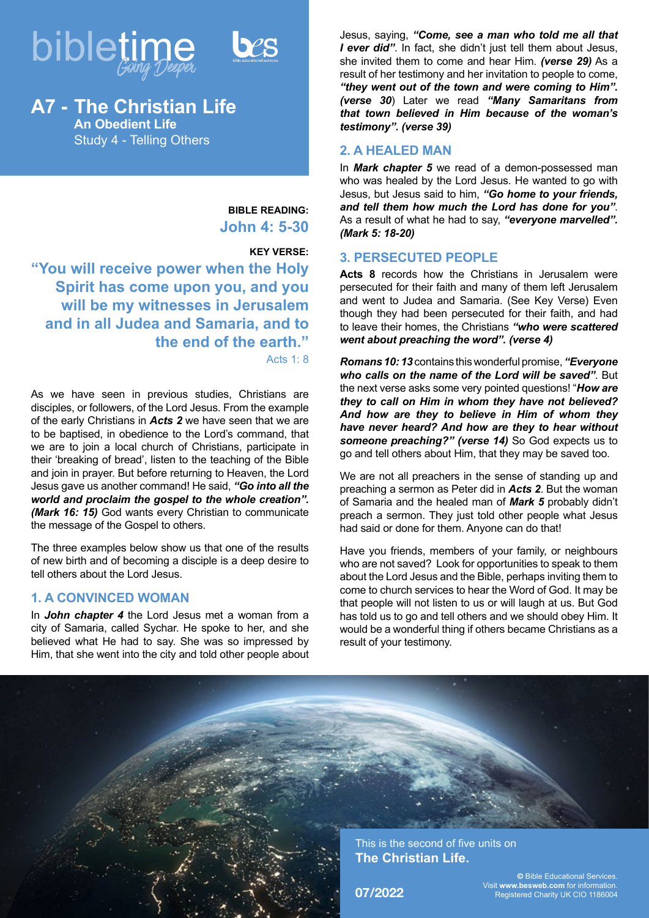# bibletime

Going Deeper

## A7 - The Christian Life

**An Obedient Life**

Study 4 - Telling Others

**BIBLE READING:**

**John 4: 5-30**

**KEY VERSE:**

**"You will receive power when the Holy Spirit has come upon you, and you will be my witnesses in Jerusalem and in all Judea and Samaria, and to the end of the earth."**

Acts 1: 8

As we have seen in previous studies, Christians are disciples, or followers, of the Lord Jesus. From the example of the early Christians in ***Acts 2*** we have seen that we are to be baptised, in obedience to the Lord's command, that we are to join a local church of Christians, participate in their 'breaking of bread', listen to the teaching of the Bible and join in prayer. But before returning to Heaven, the Lord Jesus gave us another command! He said, ***"Go into all the world and proclaim the gospel to the whole creation". (Mark 16: 15)*** God wants every Christian to communicate the message of the Gospel to others.

The three examples below show us that one of the results of new birth and of becoming a disciple is a deep desire to tell others about the Lord Jesus.

### 1. A CONVINCED WOMAN

In ***John chapter 4*** the Lord Jesus met a woman from a city of Samaria, called Sychar. He spoke to her, and she believed what He had to say. She was so impressed by Him, that she went into the city and told other people about Jesus, saying, ***"Come, see a man who told me all that I ever did"***. In fact, she didn't just tell them about Jesus, she invited them to come and hear Him. ***(verse 29)*** As a result of her testimony and her invitation to people to come, ***"they went out of the town and were coming to Him". (verse 30)*** Later we read ***"Many Samaritans from that town believed in Him because of the woman's testimony". (verse 39)***

### 2. A HEALED MAN

In ***Mark chapter 5*** we read of a demon-possessed man who was healed by the Lord Jesus. He wanted to go with Jesus, but Jesus said to him, ***"Go home to your friends, and tell them how much the Lord has done for you"***. As a result of what he had to say, ***"everyone marvelled". (Mark 5: 18-20)***

### 3. PERSECUTED PEOPLE

**Acts 8** records how the Christians in Jerusalem were persecuted for their faith and many of them left Jerusalem and went to Judea and Samaria. (See Key Verse) Even though they had been persecuted for their faith, and had to leave their homes, the Christians ***"who were scattered went about preaching the word". (verse 4)***

***Romans 10: 13*** contains this wonderful promise, ***"Everyone who calls on the name of the Lord will be saved"***. But the next verse asks some very pointed questions! "***How are they to call on Him in whom they have not believed? And how are they to believe in Him of whom they have never heard? And how are they to hear without someone preaching?" (verse 14)*** So God expects us to go and tell others about Him, that they may be saved too.

We are not all preachers in the sense of standing up and preaching a sermon as Peter did in ***Acts 2***. But the woman of Samaria and the healed man of ***Mark 5*** probably didn't preach a sermon. They just told other people what Jesus had said or done for them. Anyone can do that!

Have you friends, members of your family, or neighbours who are not saved? Look for opportunities to speak to them about the Lord Jesus and the Bible, perhaps inviting them to come to church services to hear the Word of God. It may be that people will not listen to us or will laugh at us. But God has told us to go and tell others and we should obey Him. It would be a wonderful thing if others became Christians as a result of your testimony.

This is the second of five units on **The Christian Life.**

**07/2022**

© Bible Educational Services. Visit **www.besweb.com** for information. Registered Charity UK CIO 1186004